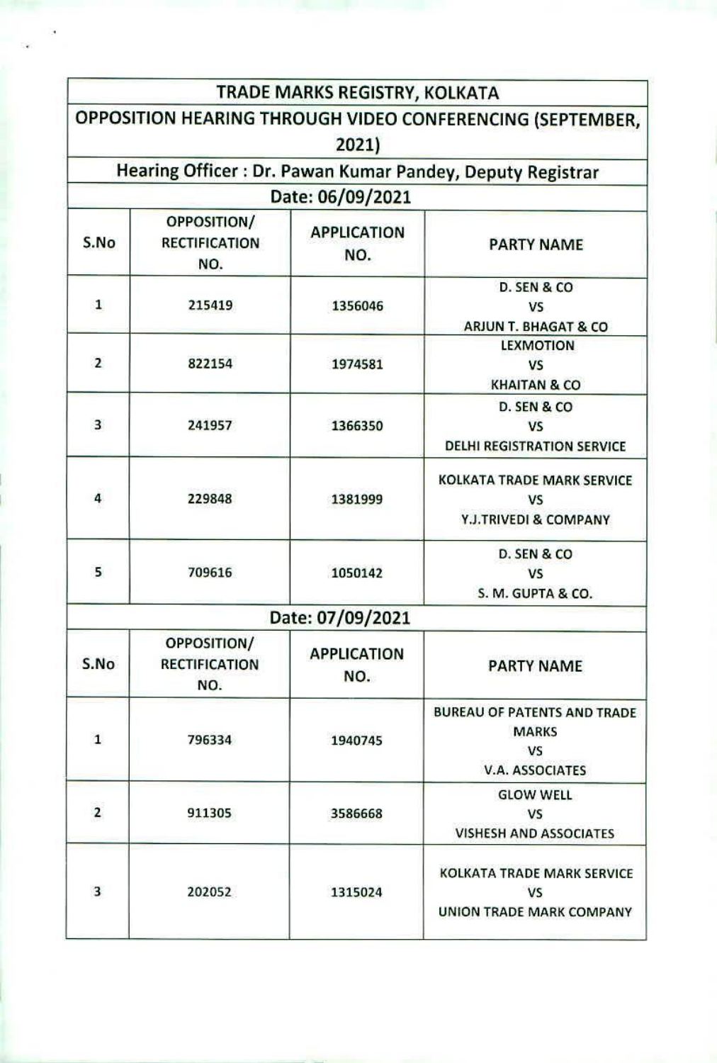# TRADE MARKS REGISTRY, KOLKATA

## OPPOSITION HEARING THROUGH VIDEO CONFERENCING (SEPTEMBER, 2021)

### Hearing Officer : Dr. Pawan Kumar Pandey, Deputy Registrar

### Date: 06/09/2021

| S.No | OPPOSITION/ RECTIFICATION NO. | APPLICATION NO. | PARTY NAME |
|---|---|---|---|
| 1 | 215419 | 1356046 | D. SEN & CO VS ARJUN T. BHAGAT & CO |
| 2 | 822154 | 1974581 | LEXMOTION VS KHAITAN & CO |
| 3 | 241957 | 1366350 | D. SEN & CO VS DELHI REGISTRATION SERVICE |
| 4 | 229848 | 1381999 | KOLKATA TRADE MARK SERVICE VS Y.J.TRIVEDI & COMPANY |
| 5 | 709616 | 1050142 | D. SEN & CO VS S. M. GUPTA & CO. |

### Date: 07/09/2021

| S.No | OPPOSITION/ RECTIFICATION NO. | APPLICATION NO. | PARTY NAME |
|---|---|---|---|
| 1 | 796334 | 1940745 | BUREAU OF PATENTS AND TRADE MARKS VS V.A. ASSOCIATES |
| 2 | 911305 | 3586668 | GLOW WELL VS VISHESH AND ASSOCIATES |
| 3 | 202052 | 1315024 | KOLKATA TRADE MARK SERVICE VS UNION TRADE MARK COMPANY |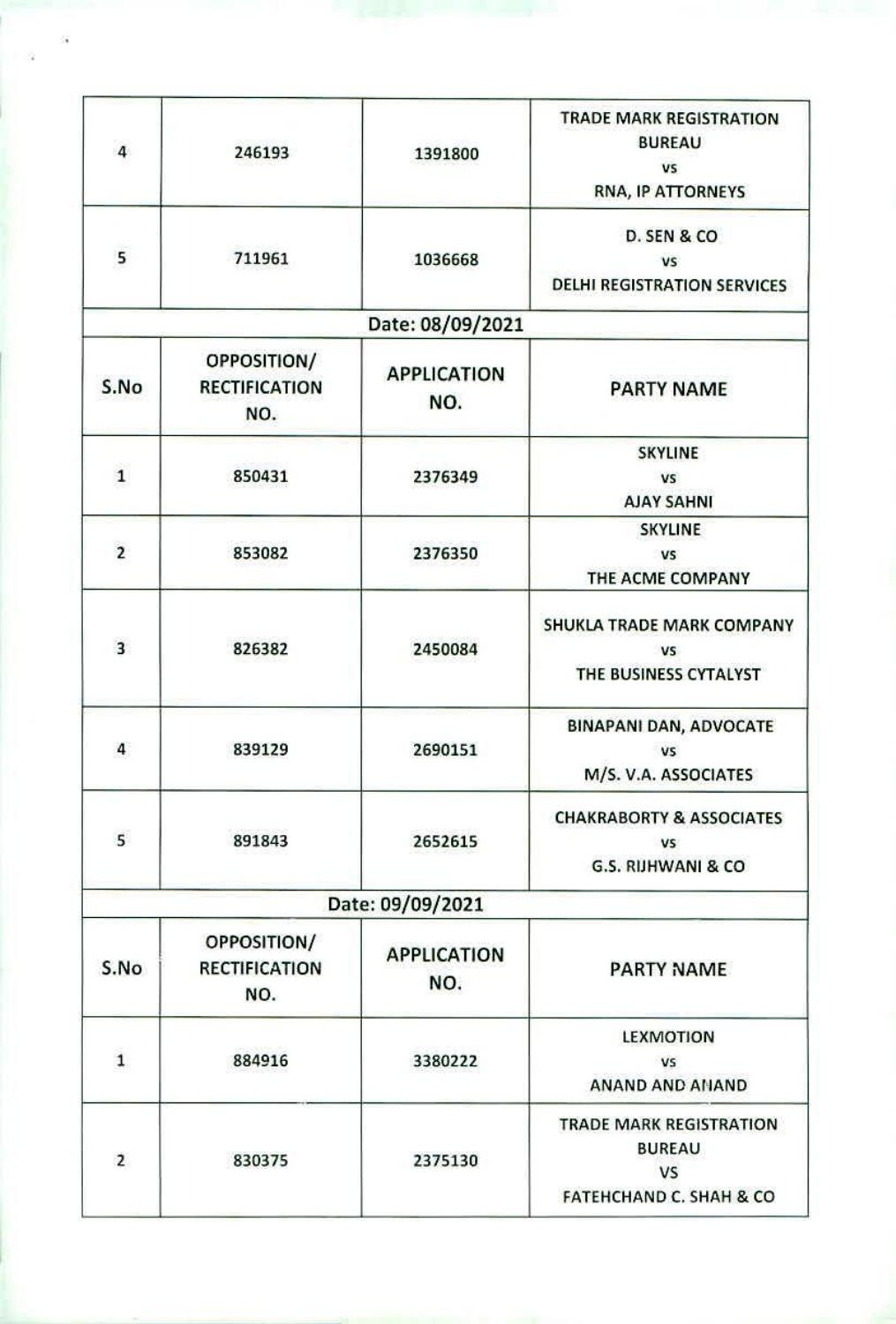| S.No | OPPOSITION/ RECTIFICATION NO. | APPLICATION NO. | PARTY NAME |
| --- | --- | --- | --- |
| 4 | 246193 | 1391800 | TRADE MARK REGISTRATION BUREAU vs RNA, IP ATTORNEYS |
| 5 | 711961 | 1036668 | D. SEN & CO vs DELHI REGISTRATION SERVICES |

**Date: 08/09/2021**

| S.No | OPPOSITION/ RECTIFICATION NO. | APPLICATION NO. | PARTY NAME |
| --- | --- | --- | --- |
| 1 | 850431 | 2376349 | SKYLINE vs AJAY SAHNI |
| 2 | 853082 | 2376350 | SKYLINE vs THE ACME COMPANY |
| 3 | 826382 | 2450084 | SHUKLA TRADE MARK COMPANY vs THE BUSINESS CYTALYST |
| 4 | 839129 | 2690151 | BINAPANI DAN, ADVOCATE vs M/S. V.A. ASSOCIATES |
| 5 | 891843 | 2652615 | CHAKRABORTY & ASSOCIATES vs G.S. RIJHWANI & CO |

**Date: 09/09/2021**

| S.No | OPPOSITION/ RECTIFICATION NO. | APPLICATION NO. | PARTY NAME |
| --- | --- | --- | --- |
| 1 | 884916 | 3380222 | LEXMOTION vs ANAND AND ANAND |
| 2 | 830375 | 2375130 | TRADE MARK REGISTRATION BUREAU VS FATEHCHAND C. SHAH & CO |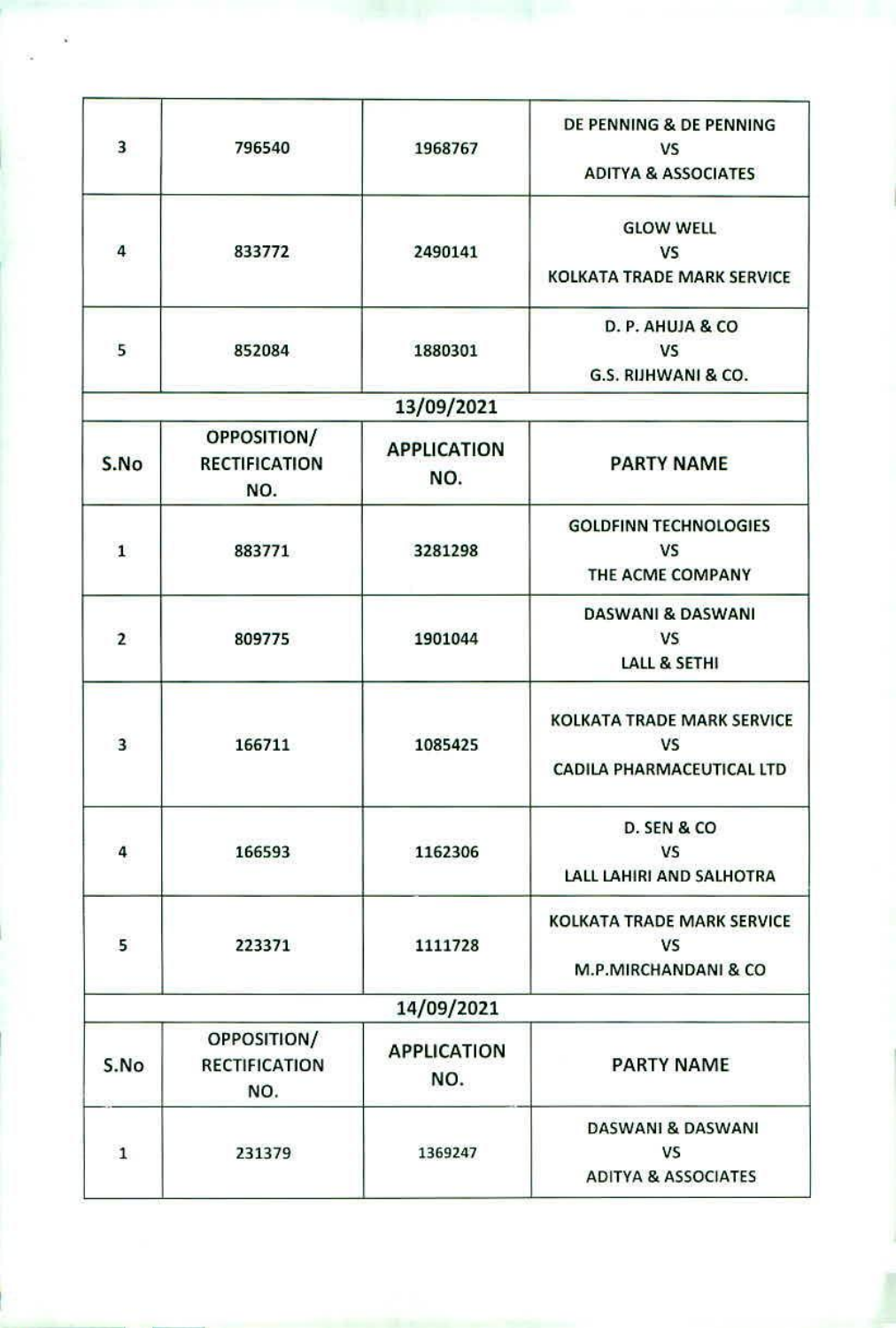| S.No | OPPOSITION/ RECTIFICATION NO. | APPLICATION NO. | PARTY NAME |
|---|---|---|---|
| 3 | 796540 | 1968767 | DE PENNING & DE PENNING VS ADITYA & ASSOCIATES |
| 4 | 833772 | 2490141 | GLOW WELL VS KOLKATA TRADE MARK SERVICE |
| 5 | 852084 | 1880301 | D. P. AHUJA & CO VS G.S. RIJHWANI & CO. |

13/09/2021

| S.No | OPPOSITION/ RECTIFICATION NO. | APPLICATION NO. | PARTY NAME |
|---|---|---|---|
| 1 | 883771 | 3281298 | GOLDFINN TECHNOLOGIES VS THE ACME COMPANY |
| 2 | 809775 | 1901044 | DASWANI & DASWANI VS LALL & SETHI |
| 3 | 166711 | 1085425 | KOLKATA TRADE MARK SERVICE VS CADILA PHARMACEUTICAL LTD |
| 4 | 166593 | 1162306 | D. SEN & CO VS LALL LAHIRI AND SALHOTRA |
| 5 | 223371 | 1111728 | KOLKATA TRADE MARK SERVICE VS M.P.MIRCHANDANI & CO |

14/09/2021

| S.No | OPPOSITION/ RECTIFICATION NO. | APPLICATION NO. | PARTY NAME |
|---|---|---|---|
| 1 | 231379 | 1369247 | DASWANI & DASWANI VS ADITYA & ASSOCIATES |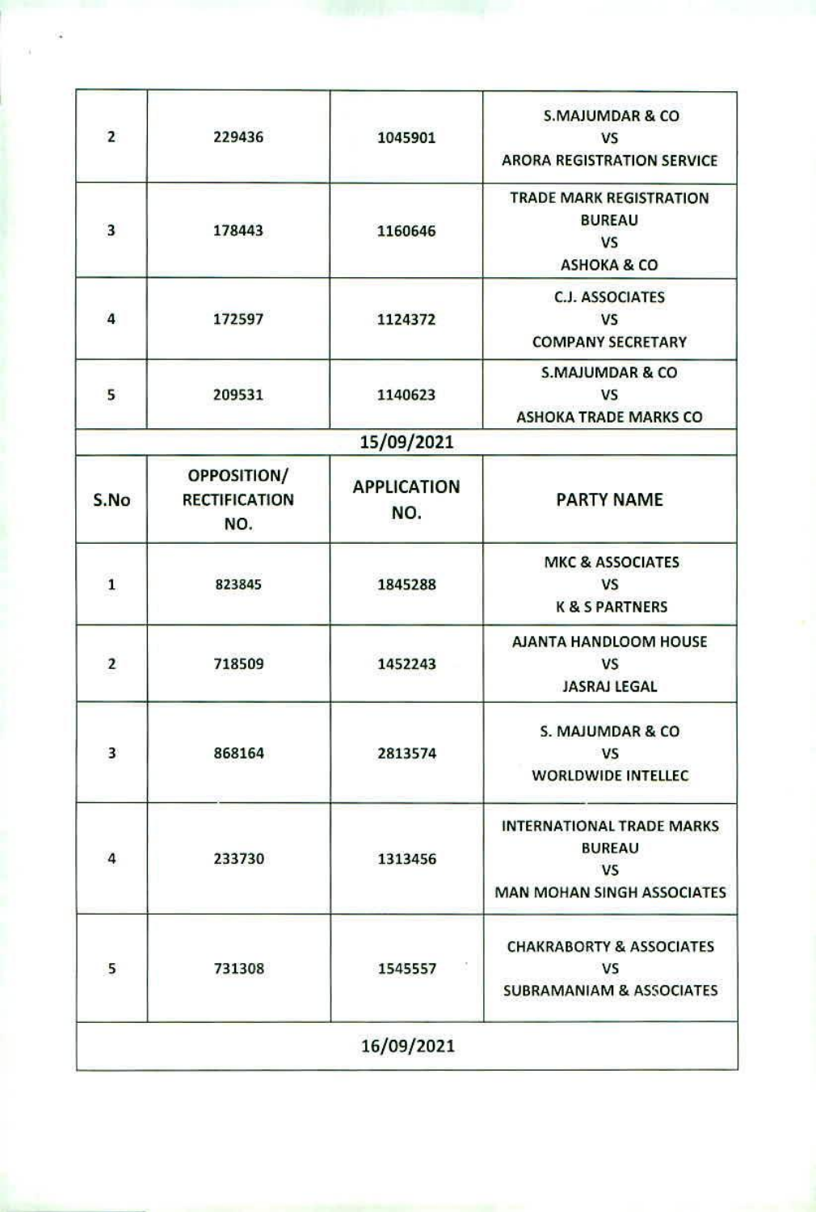| | | | |
|---|---|---|---|
| 2 | 229436 | 1045901 | S.MAJUMDAR & CO VS ARORA REGISTRATION SERVICE |
| 3 | 178443 | 1160646 | TRADE MARK REGISTRATION BUREAU VS ASHOKA & CO |
| 4 | 172597 | 1124372 | C.J. ASSOCIATES VS COMPANY SECRETARY |
| 5 | 209531 | 1140623 | S.MAJUMDAR & CO VS ASHOKA TRADE MARKS CO |

15/09/2021

| S.No | OPPOSITION/ RECTIFICATION NO. | APPLICATION NO. | PARTY NAME |
|---|---|---|---|
| 1 | 823845 | 1845288 | MKC & ASSOCIATES VS K & S PARTNERS |
| 2 | 718509 | 1452243 | AJANTA HANDLOOM HOUSE VS JASRAJ LEGAL |
| 3 | 868164 | 2813574 | S. MAJUMDAR & CO VS WORLDWIDE INTELLEC |
| 4 | 233730 | 1313456 | INTERNATIONAL TRADE MARKS BUREAU VS MAN MOHAN SINGH ASSOCIATES |
| 5 | 731308 | 1545557 | CHAKRABORTY & ASSOCIATES VS SUBRAMANIAM & ASSOCIATES |

16/09/2021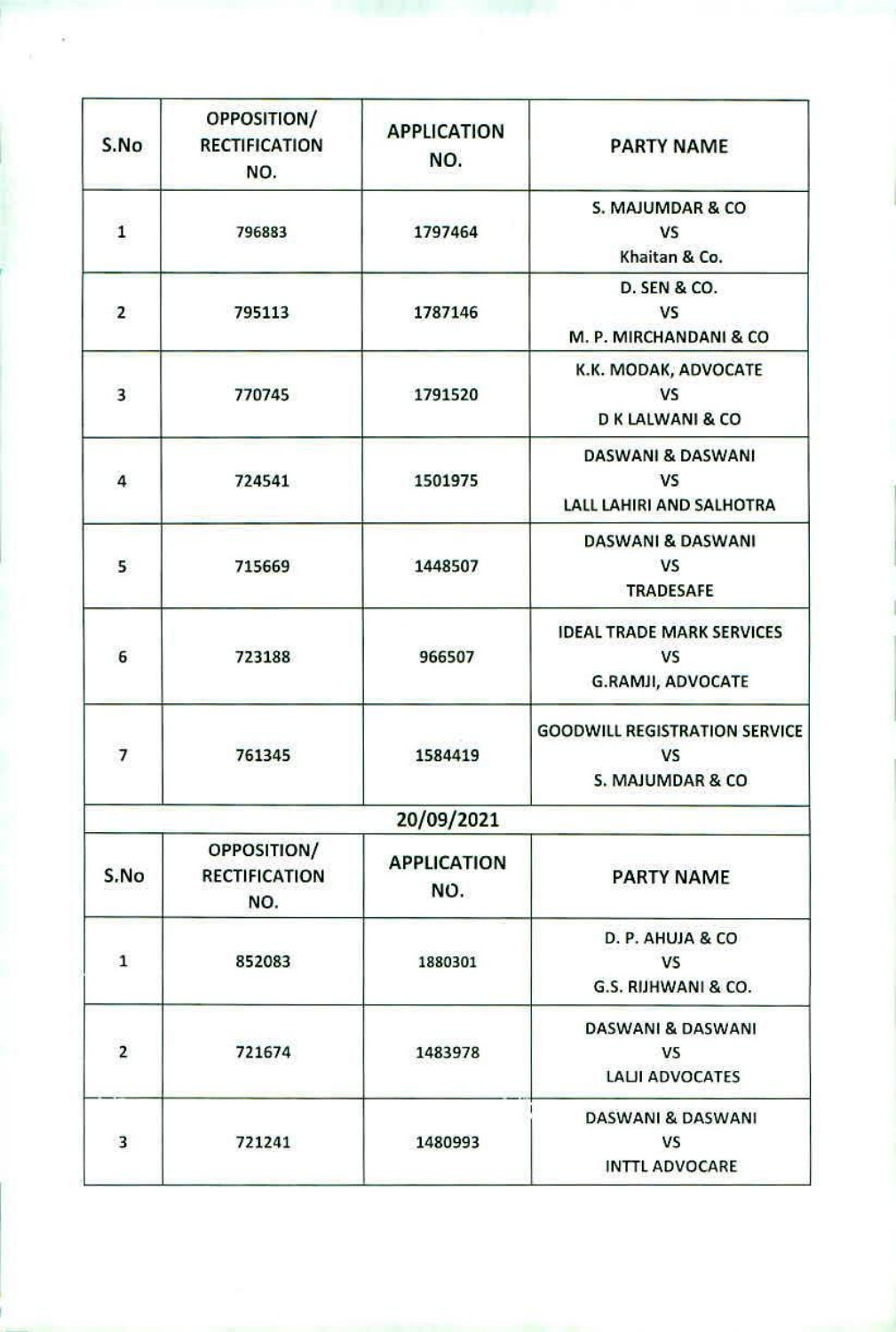| S.No | OPPOSITION/ RECTIFICATION NO. | APPLICATION NO. | PARTY NAME |
|---|---|---|---|
| 1 | 796883 | 1797464 | S. MAJUMDAR & CO VS Khaitan & Co. |
| 2 | 795113 | 1787146 | D. SEN & CO. VS M. P. MIRCHANDANI & CO |
| 3 | 770745 | 1791520 | K.K. MODAK, ADVOCATE VS D K LALWANI & CO |
| 4 | 724541 | 1501975 | DASWANI & DASWANI VS LALL LAHIRI AND SALHOTRA |
| 5 | 715669 | 1448507 | DASWANI & DASWANI VS TRADESAFE |
| 6 | 723188 | 966507 | IDEAL TRADE MARK SERVICES VS G.RAMJI, ADVOCATE |
| 7 | 761345 | 1584419 | GOODWILL REGISTRATION SERVICE VS S. MAJUMDAR & CO |

**20/09/2021**

| S.No | OPPOSITION/ RECTIFICATION NO. | APPLICATION NO. | PARTY NAME |
|---|---|---|---|
| 1 | 852083 | 1880301 | D. P. AHUJA & CO VS G.S. RIJHWANI & CO. |
| 2 | 721674 | 1483978 | DASWANI & DASWANI VS LALJI ADVOCATES |
| 3 | 721241 | 1480993 | DASWANI & DASWANI VS INTTL ADVOCARE |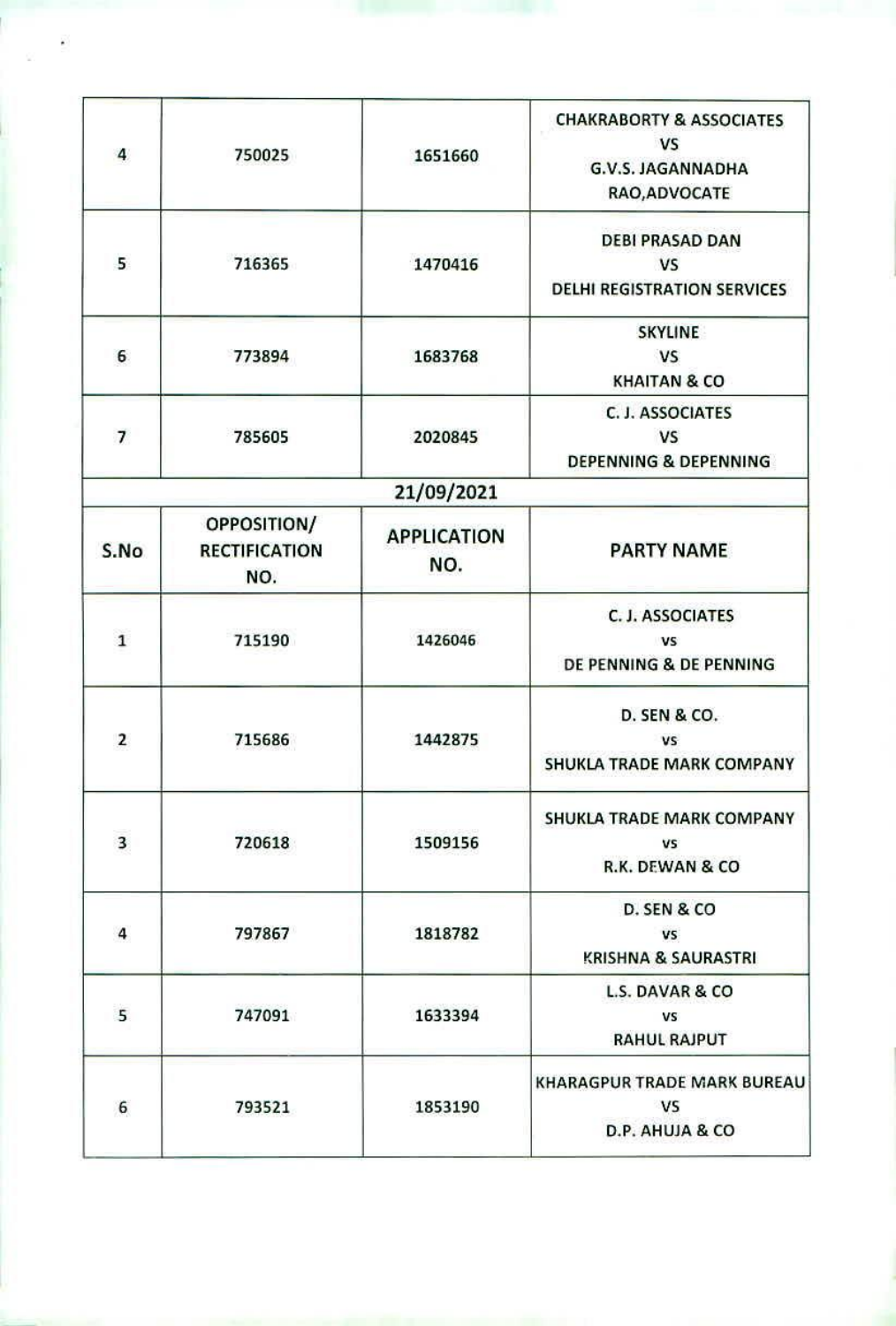| | | | |
|---|---|---|---|
| 4 | 750025 | 1651660 | CHAKRABORTY & ASSOCIATES VS G.V.S. JAGANNADHA RAO,ADVOCATE |
| 5 | 716365 | 1470416 | DEBI PRASAD DAN VS DELHI REGISTRATION SERVICES |
| 6 | 773894 | 1683768 | SKYLINE VS KHAITAN & CO |
| 7 | 785605 | 2020845 | C. J. ASSOCIATES VS DEPENNING & DEPENNING |

**21/09/2021**

| S.No | OPPOSITION/ RECTIFICATION NO. | APPLICATION NO. | PARTY NAME |
|---|---|---|---|
| 1 | 715190 | 1426046 | C. J. ASSOCIATES vs DE PENNING & DE PENNING |
| 2 | 715686 | 1442875 | D. SEN & CO. vs SHUKLA TRADE MARK COMPANY |
| 3 | 720618 | 1509156 | SHUKLA TRADE MARK COMPANY vs R.K. DEWAN & CO |
| 4 | 797867 | 1818782 | D. SEN & CO vs KRISHNA & SAURASTRI |
| 5 | 747091 | 1633394 | L.S. DAVAR & CO vs RAHUL RAJPUT |
| 6 | 793521 | 1853190 | KHARAGPUR TRADE MARK BUREAU VS D.P. AHUJA & CO |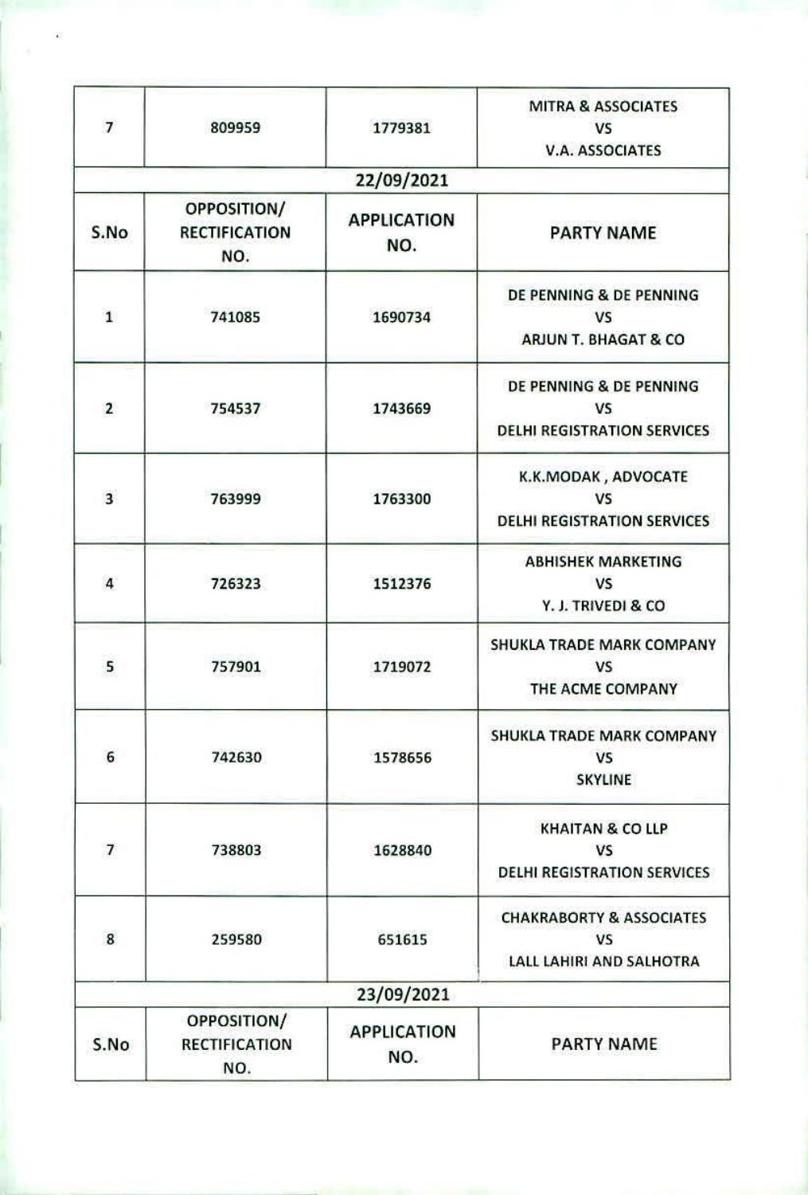| 7 | 809959 | 1779381 | MITRA & ASSOCIATES VS V.A. ASSOCIATES |
| --- | --- | --- | --- |

**22/09/2021**

| S.No | OPPOSITION/ RECTIFICATION NO. | APPLICATION NO. | PARTY NAME |
| --- | --- | --- | --- |
| 1 | 741085 | 1690734 | DE PENNING & DE PENNING VS ARJUN T. BHAGAT & CO |
| 2 | 754537 | 1743669 | DE PENNING & DE PENNING VS DELHI REGISTRATION SERVICES |
| 3 | 763999 | 1763300 | K.K.MODAK , ADVOCATE VS DELHI REGISTRATION SERVICES |
| 4 | 726323 | 1512376 | ABHISHEK MARKETING VS Y. J. TRIVEDI & CO |
| 5 | 757901 | 1719072 | SHUKLA TRADE MARK COMPANY VS THE ACME COMPANY |
| 6 | 742630 | 1578656 | SHUKLA TRADE MARK COMPANY VS SKYLINE |
| 7 | 738803 | 1628840 | KHAITAN & CO LLP VS DELHI REGISTRATION SERVICES |
| 8 | 259580 | 651615 | CHAKRABORTY & ASSOCIATES VS LALL LAHIRI AND SALHOTRA |

**23/09/2021**

| S.No | OPPOSITION/ RECTIFICATION NO. | APPLICATION NO. | PARTY NAME |
| --- | --- | --- | --- |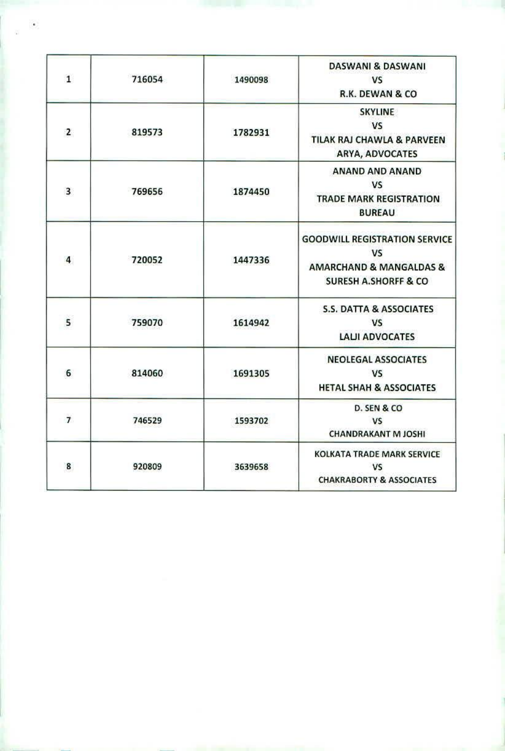| | | | |
|---|---|---|---|
| 1 | 716054 | 1490098 | DASWANI & DASWANI<br>VS<br>R.K. DEWAN & CO |
| 2 | 819573 | 1782931 | SKYLINE<br>VS<br>TILAK RAJ CHAWLA & PARVEEN ARYA, ADVOCATES |
| 3 | 769656 | 1874450 | ANAND AND ANAND<br>VS<br>TRADE MARK REGISTRATION BUREAU |
| 4 | 720052 | 1447336 | GOODWILL REGISTRATION SERVICE<br>VS<br>AMARCHAND & MANGALDAS & SURESH A.SHORFF & CO |
| 5 | 759070 | 1614942 | S.S. DATTA & ASSOCIATES<br>VS<br>LALJI ADVOCATES |
| 6 | 814060 | 1691305 | NEOLEGAL ASSOCIATES<br>VS<br>HETAL SHAH & ASSOCIATES |
| 7 | 746529 | 1593702 | D. SEN & CO<br>VS<br>CHANDRAKANT M JOSHI |
| 8 | 920809 | 3639658 | KOLKATA TRADE MARK SERVICE<br>VS<br>CHAKRABORTY & ASSOCIATES |